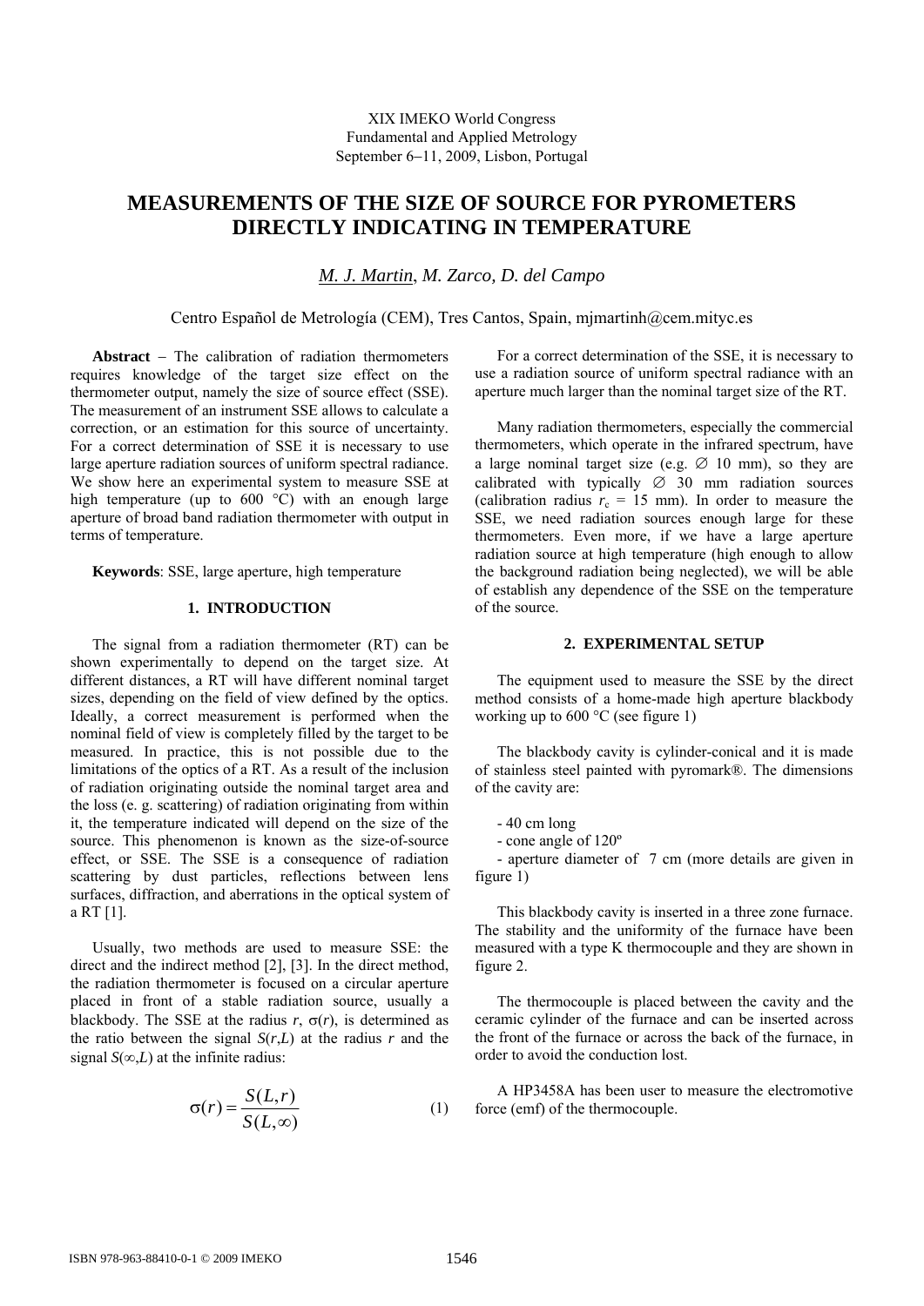XIX IMEKO World Congress
Fundamental and Applied Metrology
September 6−11, 2009, Lisbon, Portugal

# MEASUREMENTS OF THE SIZE OF SOURCE FOR PYROMETERS DIRECTLY INDICATING IN TEMPERATURE

*M. J. Martin*, *M. Zarco, D. del Campo*

Centro Español de Metrología (CEM), Tres Cantos, Spain, mjmartinh@cem.mityc.es

**Abstract** − The calibration of radiation thermometers requires knowledge of the target size effect on the thermometer output, namely the size of source effect (SSE). The measurement of an instrument SSE allows to calculate a correction, or an estimation for this source of uncertainty. For a correct determination of SSE it is necessary to use large aperture radiation sources of uniform spectral radiance. We show here an experimental system to measure SSE at high temperature (up to 600 °C) with an enough large aperture of broad band radiation thermometer with output in terms of temperature.

**Keywords**: SSE, large aperture, high temperature

## 1. INTRODUCTION

The signal from a radiation thermometer (RT) can be shown experimentally to depend on the target size. At different distances, a RT will have different nominal target sizes, depending on the field of view defined by the optics. Ideally, a correct measurement is performed when the nominal field of view is completely filled by the target to be measured. In practice, this is not possible due to the limitations of the optics of a RT. As a result of the inclusion of radiation originating outside the nominal target area and the loss (e. g. scattering) of radiation originating from within it, the temperature indicated will depend on the size of the source. This phenomenon is known as the size-of-source effect, or SSE. The SSE is a consequence of radiation scattering by dust particles, reflections between lens surfaces, diffraction, and aberrations in the optical system of a RT [1].

Usually, two methods are used to measure SSE: the direct and the indirect method [2], [3]. In the direct method, the radiation thermometer is focused on a circular aperture placed in front of a stable radiation source, usually a blackbody. The SSE at the radius $r$, $\sigma(r)$, is determined as the ratio between the signal $S(r,L)$ at the radius $r$ and the signal $S(\infty,L)$ at the infinite radius:

$$\sigma(r) = \frac{S(L,r)}{S(L,\infty)} \tag{1}$$

For a correct determination of the SSE, it is necessary to use a radiation source of uniform spectral radiance with an aperture much larger than the nominal target size of the RT.

Many radiation thermometers, especially the commercial thermometers, which operate in the infrared spectrum, have a large nominal target size (e.g. ∅ 10 mm), so they are calibrated with typically ∅ 30 mm radiation sources (calibration radius $r_c$ = 15 mm). In order to measure the SSE, we need radiation sources enough large for these thermometers. Even more, if we have a large aperture radiation source at high temperature (high enough to allow the background radiation being neglected), we will be able of establish any dependence of the SSE on the temperature of the source.

## 2. EXPERIMENTAL SETUP

The equipment used to measure the SSE by the direct method consists of a home-made high aperture blackbody working up to 600 °C (see figure 1)

The blackbody cavity is cylinder-conical and it is made of stainless steel painted with pyromark®. The dimensions of the cavity are:

- 40 cm long
- cone angle of 120º
- aperture diameter of 7 cm (more details are given in figure 1)

This blackbody cavity is inserted in a three zone furnace. The stability and the uniformity of the furnace have been measured with a type K thermocouple and they are shown in figure 2.

The thermocouple is placed between the cavity and the ceramic cylinder of the furnace and can be inserted across the front of the furnace or across the back of the furnace, in order to avoid the conduction lost.

A HP3458A has been user to measure the electromotive force (emf) of the thermocouple.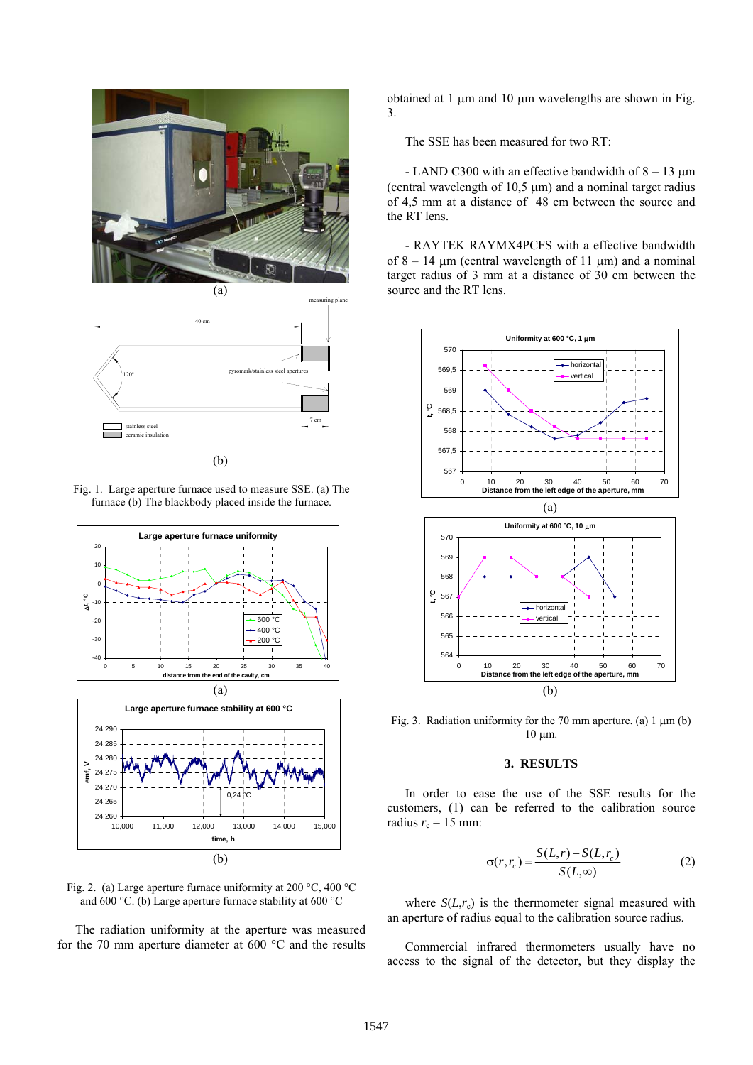Fig. 1. Large aperture furnace used to measure SSE. (a) The furnace (b) The blackbody placed inside the furnace.

Fig. 2. (a) Large aperture furnace uniformity at 200 °C, 400 °C and 600 °C. (b) Large aperture furnace stability at 600 °C

The radiation uniformity at the aperture was measured for the 70 mm aperture diameter at 600 °C and the results obtained at 1 µm and 10 µm wavelengths are shown in Fig. 3.

The SSE has been measured for two RT:

- LAND C300 with an effective bandwidth of 8 – 13 µm (central wavelength of 10,5 µm) and a nominal target radius of 4,5 mm at a distance of 48 cm between the source and the RT lens.

- RAYTEK RAYMX4PCFS with a effective bandwidth of 8 – 14 µm (central wavelength of 11 µm) and a nominal target radius of 3 mm at a distance of 30 cm between the source and the RT lens.

Fig. 3. Radiation uniformity for the 70 mm aperture. (a) 1 µm (b) 10 µm.

## 3. RESULTS

In order to ease the use of the SSE results for the customers, (1) can be referred to the calibration source radius $r_c$ = 15 mm:

$$\sigma(r, r_c) = \frac{S(L,r) - S(L,r_c)}{S(L,\infty)} \qquad (2)$$

where $S(L,r_c)$ is the thermometer signal measured with an aperture of radius equal to the calibration source radius.

Commercial infrared thermometers usually have no access to the signal of the detector, but they display the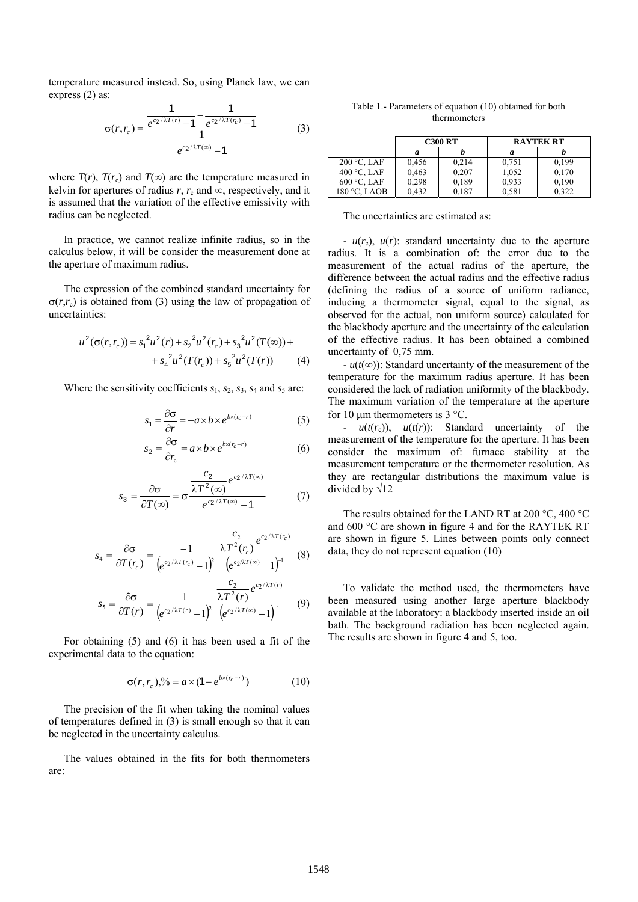temperature measured instead. So, using Planck law, we can express (2) as:

$$\sigma(r,r_c) = \frac{\dfrac{1}{e^{c_2/\lambda T(r)}-1} - \dfrac{1}{e^{c_2/\lambda T(r_c)}-1}}{\dfrac{1}{e^{c_2/\lambda T(\infty)}-1}} \qquad (3)$$

where $T(r)$, $T(r_c)$ and $T(\infty)$ are the temperature measured in kelvin for apertures of radius $r$, $r_c$ and $\infty$, respectively, and it is assumed that the variation of the effective emissivity with radius can be neglected.

In practice, we cannot realize infinite radius, so in the calculus below, it will be consider the measurement done at the aperture of maximum radius.

The expression of the combined standard uncertainty for $\sigma(r,r_c)$ is obtained from (3) using the law of propagation of uncertainties:

$$u^2(\sigma(r,r_c)) = s_1^{\,2}u^2(r) + s_2^{\,2}u^2(r_c) + s_3^{\,2}u^2(T(\infty)) + s_4^{\,2}u^2(T(r_c)) + s_5^{\,2}u^2(T(r)) \qquad (4)$$

Where the sensitivity coefficients $s_1$, $s_2$, $s_3$, $s_4$ and $s_5$ are:

$$s_1 = \frac{\partial\sigma}{\partial r} = -a \times b \times e^{b\times(r_c - r)} \qquad (5)$$

$$s_2 = \frac{\partial\sigma}{\partial r_c} = a \times b \times e^{b\times(r_c - r)} \qquad (6)$$

$$s_3 = \frac{\partial\sigma}{\partial T(\infty)} = \sigma\,\frac{\dfrac{c_2}{\lambda T^2(\infty)}e^{c_2/\lambda T(\infty)}}{e^{c_2/\lambda T(\infty)}-1} \qquad (7)$$

$$s_4 = \frac{\partial\sigma}{\partial T(r_c)} = \frac{-1}{\left(e^{c_2/\lambda T(r_c)}-1\right)^2}\,\frac{\dfrac{c_2}{\lambda T^2(r_c)}e^{c_2/\lambda T(r_c)}}{\left(e^{c_2/\lambda T(\infty)}-1\right)^{-1}} \qquad (8)$$

$$s_5 = \frac{\partial\sigma}{\partial T(r)} = \frac{1}{\left(e^{c_2/\lambda T(r)}-1\right)^2}\,\frac{\dfrac{c_2}{\lambda T^2(r)}e^{c_2/\lambda T(r)}}{\left(e^{c_2/\lambda T(\infty)}-1\right)^{-1}} \qquad (9)$$

For obtaining (5) and (6) it has been used a fit of the experimental data to the equation:

$$\sigma(r,r_c),\% = a \times (1 - e^{b\times(r_c - r)}) \qquad (10)$$

The precision of the fit when taking the nominal values of temperatures defined in (3) is small enough so that it can be neglected in the uncertainty calculus.

The values obtained in the fits for both thermometers are:

Table 1.- Parameters of equation (10) obtained for both thermometers

| | C300 RT | | RAYTEK RT | |
|---|---|---|---|---|
| | *a* | *b* | *a* | *b* |
| 200 °C, LAF | 0,456 | 0,214 | 0,751 | 0,199 |
| 400 °C, LAF | 0,463 | 0,207 | 1,052 | 0,170 |
| 600 °C, LAF | 0,298 | 0,189 | 0,933 | 0,190 |
| 180 °C, LAOB | 0,432 | 0,187 | 0,581 | 0,322 |

The uncertainties are estimated as:

- $u(r_c)$, $u(r)$: standard uncertainty due to the aperture radius. It is a combination of: the error due to the measurement of the actual radius of the aperture, the difference between the actual radius and the effective radius (defining the radius of a source of uniform radiance, inducing a thermometer signal, equal to the signal, as observed for the actual, non uniform source) calculated for the blackbody aperture and the uncertainty of the calculation of the effective radius. It has been obtained a combined uncertainty of 0,75 mm.

- $u(t(\infty))$: Standard uncertainty of the measurement of the temperature for the maximum radius aperture. It has been considered the lack of radiation uniformity of the blackbody. The maximum variation of the temperature at the aperture for 10 μm thermometers is 3 °C.

- $u(t(r_c))$, $u(t(r))$: Standard uncertainty of the measurement of the temperature for the aperture. It has been consider the maximum of: furnace stability at the measurement temperature or the thermometer resolution. As they are rectangular distributions the maximum value is divided by √12

The results obtained for the LAND RT at 200 °C, 400 °C and 600 °C are shown in figure 4 and for the RAYTEK RT are shown in figure 5. Lines between points only connect data, they do not represent equation (10)

To validate the method used, the thermometers have been measured using another large aperture blackbody available at the laboratory: a blackbody inserted inside an oil bath. The background radiation has been neglected again. The results are shown in figure 4 and 5, too.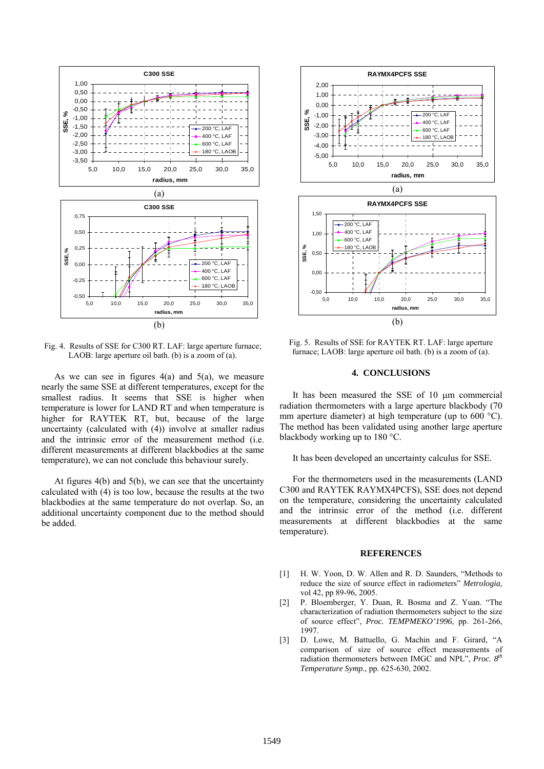C300 SSE

SSE, %

1,00
0,50
0,00
-0,50
-1,00
-1,50
-2,00
-2,50
-3,00
-3,50

5,0 10,0 15,0 20,0 25,0 30,0 35,0

radius, mm

200 °C, LAF
400 °C, LAF
600 °C, LAF
180 °C, LAOB

(a)

C300 SSE

SSE, %

0,75
0,50
0,25
0,00
-0,25
-0,50

5,0 10,0 15,0 20,0 25,0 30,0 35,0

radius, mm

200 °C, LAF
400 °C, LAF
600 °C, LAF
180 °C, LAOB

(b)

Fig. 4. Results of SSE for C300 RT. LAF: large aperture furnace; LAOB: large aperture oil bath. (b) is a zoom of (a).

As we can see in figures 4(a) and 5(a), we measure nearly the same SSE at different temperatures, except for the smallest radius. It seems that SSE is higher when temperature is lower for LAND RT and when temperature is higher for RAYTEK RT, but, because of the large uncertainty (calculated with (4)) involve at smaller radius and the intrinsic error of the measurement method (i.e. different measurements at different blackbodies at the same temperature), we can not conclude this behaviour surely.

At figures 4(b) and 5(b), we can see that the uncertainty calculated with (4) is too low, because the results at the two blackbodies at the same temperature do not overlap. So, an additional uncertainty component due to the method should be added.

RAYMX4PCFS SSE

SSE, %

2,00
1,00
0,00
-1,00
-2,00
-3,00
-4,00
-5,00

5,0 10,0 15,0 20,0 25,0 30,0 35,0

radius, mm

200 °C, LAF
400 °C, LAF
600 °C, LAF
180 °C, LAOB

(a)

RAYMX4PCFS SSE

SSE, %

1,50
1,00
0,50
0,00
-0,50

5,0 10,0 15,0 20,0 25,0 30,0 35,0

radius, mm

200 °C, LAF
400 °C, LAF
600 °C, LAF
180 °C, LAOB

(b)

Fig. 5. Results of SSE for RAYTEK RT. LAF: large aperture furnace; LAOB: large aperture oil bath. (b) is a zoom of (a).

## 4. CONCLUSIONS

It has been measured the SSE of 10 μm commercial radiation thermometers with a large aperture blackbody (70 mm aperture diameter) at high temperature (up to 600 °C). The method has been validated using another large aperture blackbody working up to 180 °C.

It has been developed an uncertainty calculus for SSE.

For the thermometers used in the measurements (LAND C300 and RAYTEK RAYMX4PCFS), SSE does not depend on the temperature, considering the uncertainty calculated and the intrinsic error of the method (i.e. different measurements at different blackbodies at the same temperature).

## REFERENCES

[1] H. W. Yoon, D. W. Allen and R. D. Saunders, "Methods to reduce the size of source effect in radiometers" *Metrologia*, vol 42, pp 89-96, 2005.

[2] P. Bloemberger, Y. Duan, R. Bosma and Z. Yuan. "The characterization of radiation thermometers subject to the size of source effect", *Proc. TEMPMEKO'1996*, pp. 261-266, 1997.

[3] D. Lowe, M. Battuello, G. Machin and F. Girard, "A comparison of size of source effect measurements of radiation thermometers between IMGC and NPL", *Proc. 8th Temperature Symp.*, pp. 625-630, 2002.